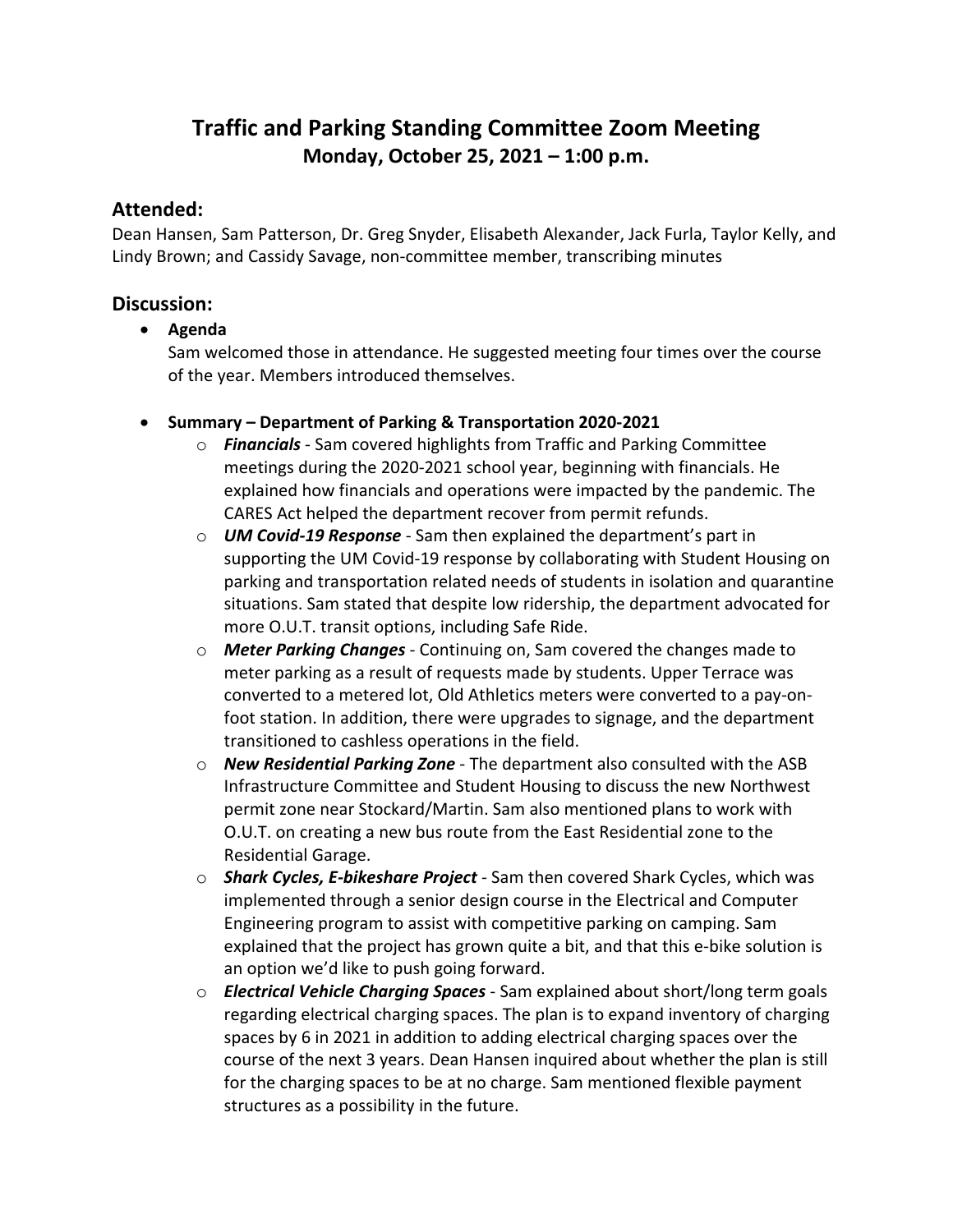# Traffic and Parking Standing Committee Zoom Meeting

**Monday, October 25, 2021 – 1:00 p.m.**

## Attended:

Dean Hansen, Sam Patterson, Dr. Greg Snyder, Elisabeth Alexander, Jack Furla, Taylor Kelly, and Lindy Brown; and Cassidy Savage, non-committee member, transcribing minutes

## Discussion:

- **Agenda**
  Sam welcomed those in attendance. He suggested meeting four times over the course of the year. Members introduced themselves.

- **Summary – Department of Parking & Transportation 2020-2021**
  - ***Financials*** - Sam covered highlights from Traffic and Parking Committee meetings during the 2020-2021 school year, beginning with financials. He explained how financials and operations were impacted by the pandemic. The CARES Act helped the department recover from permit refunds.
  - ***UM Covid-19 Response*** - Sam then explained the department's part in supporting the UM Covid-19 response by collaborating with Student Housing on parking and transportation related needs of students in isolation and quarantine situations. Sam stated that despite low ridership, the department advocated for more O.U.T. transit options, including Safe Ride.
  - ***Meter Parking Changes*** - Continuing on, Sam covered the changes made to meter parking as a result of requests made by students. Upper Terrace was converted to a metered lot, Old Athletics meters were converted to a pay-on-foot station. In addition, there were upgrades to signage, and the department transitioned to cashless operations in the field.
  - ***New Residential Parking Zone*** - The department also consulted with the ASB Infrastructure Committee and Student Housing to discuss the new Northwest permit zone near Stockard/Martin. Sam also mentioned plans to work with O.U.T. on creating a new bus route from the East Residential zone to the Residential Garage.
  - ***Shark Cycles, E-bikeshare Project*** - Sam then covered Shark Cycles, which was implemented through a senior design course in the Electrical and Computer Engineering program to assist with competitive parking on camping. Sam explained that the project has grown quite a bit, and that this e-bike solution is an option we'd like to push going forward.
  - ***Electrical Vehicle Charging Spaces*** - Sam explained about short/long term goals regarding electrical charging spaces. The plan is to expand inventory of charging spaces by 6 in 2021 in addition to adding electrical charging spaces over the course of the next 3 years. Dean Hansen inquired about whether the plan is still for the charging spaces to be at no charge. Sam mentioned flexible payment structures as a possibility in the future.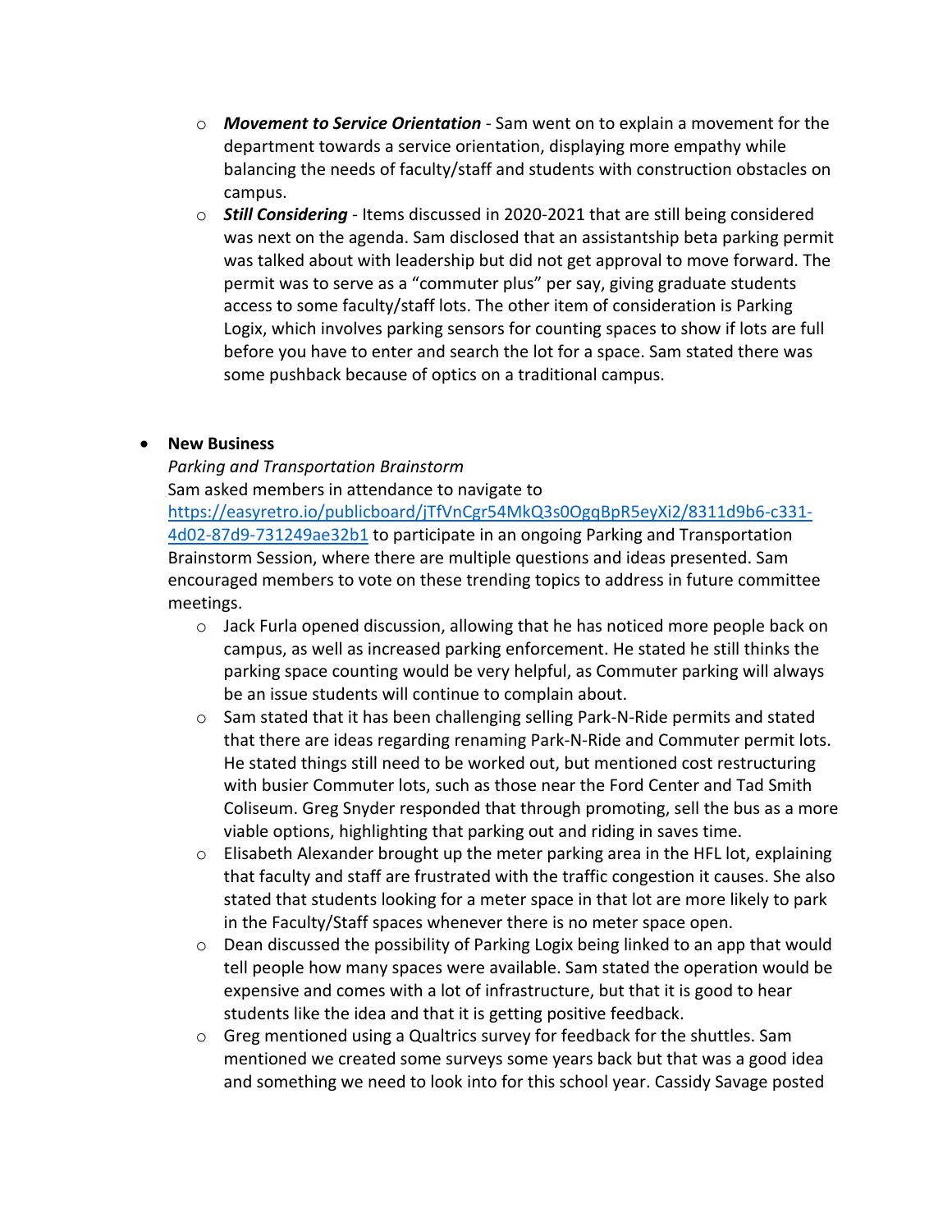- ***Movement to Service Orientation*** - Sam went on to explain a movement for the department towards a service orientation, displaying more empathy while balancing the needs of faculty/staff and students with construction obstacles on campus.
- ***Still Considering*** - Items discussed in 2020-2021 that are still being considered was next on the agenda. Sam disclosed that an assistantship beta parking permit was talked about with leadership but did not get approval to move forward. The permit was to serve as a "commuter plus" per say, giving graduate students access to some faculty/staff lots. The other item of consideration is Parking Logix, which involves parking sensors for counting spaces to show if lots are full before you have to enter and search the lot for a space. Sam stated there was some pushback because of optics on a traditional campus.

- **New Business**

  *Parking and Transportation Brainstorm*

  Sam asked members in attendance to navigate to [https://easyretro.io/publicboard/jTfVnCgr54MkQ3s0OgqBpR5eyXi2/8311d9b6-c331-4d02-87d9-731249ae32b1](https://easyretro.io/publicboard/jTfVnCgr54MkQ3s0OgqBpR5eyXi2/8311d9b6-c331-4d02-87d9-731249ae32b1) to participate in an ongoing Parking and Transportation Brainstorm Session, where there are multiple questions and ideas presented. Sam encouraged members to vote on these trending topics to address in future committee meetings.

  - Jack Furla opened discussion, allowing that he has noticed more people back on campus, as well as increased parking enforcement. He stated he still thinks the parking space counting would be very helpful, as Commuter parking will always be an issue students will continue to complain about.
  - Sam stated that it has been challenging selling Park-N-Ride permits and stated that there are ideas regarding renaming Park-N-Ride and Commuter permit lots. He stated things still need to be worked out, but mentioned cost restructuring with busier Commuter lots, such as those near the Ford Center and Tad Smith Coliseum. Greg Snyder responded that through promoting, sell the bus as a more viable options, highlighting that parking out and riding in saves time.
  - Elisabeth Alexander brought up the meter parking area in the HFL lot, explaining that faculty and staff are frustrated with the traffic congestion it causes. She also stated that students looking for a meter space in that lot are more likely to park in the Faculty/Staff spaces whenever there is no meter space open.
  - Dean discussed the possibility of Parking Logix being linked to an app that would tell people how many spaces were available. Sam stated the operation would be expensive and comes with a lot of infrastructure, but that it is good to hear students like the idea and that it is getting positive feedback.
  - Greg mentioned using a Qualtrics survey for feedback for the shuttles. Sam mentioned we created some surveys some years back but that was a good idea and something we need to look into for this school year. Cassidy Savage posted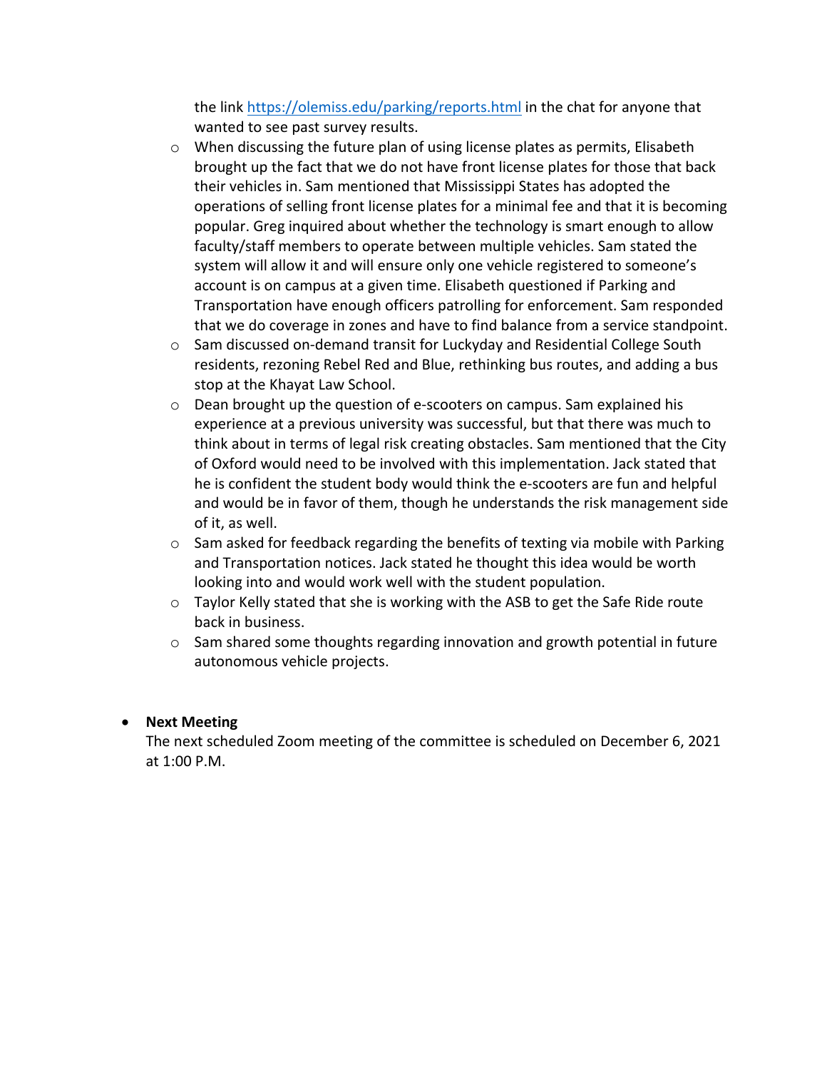the link https://olemiss.edu/parking/reports.html in the chat for anyone that wanted to see past survey results.

- When discussing the future plan of using license plates as permits, Elisabeth brought up the fact that we do not have front license plates for those that back their vehicles in. Sam mentioned that Mississippi States has adopted the operations of selling front license plates for a minimal fee and that it is becoming popular. Greg inquired about whether the technology is smart enough to allow faculty/staff members to operate between multiple vehicles. Sam stated the system will allow it and will ensure only one vehicle registered to someone's account is on campus at a given time. Elisabeth questioned if Parking and Transportation have enough officers patrolling for enforcement. Sam responded that we do coverage in zones and have to find balance from a service standpoint.
- Sam discussed on-demand transit for Luckyday and Residential College South residents, rezoning Rebel Red and Blue, rethinking bus routes, and adding a bus stop at the Khayat Law School.
- Dean brought up the question of e-scooters on campus. Sam explained his experience at a previous university was successful, but that there was much to think about in terms of legal risk creating obstacles. Sam mentioned that the City of Oxford would need to be involved with this implementation. Jack stated that he is confident the student body would think the e-scooters are fun and helpful and would be in favor of them, though he understands the risk management side of it, as well.
- Sam asked for feedback regarding the benefits of texting via mobile with Parking and Transportation notices. Jack stated he thought this idea would be worth looking into and would work well with the student population.
- Taylor Kelly stated that she is working with the ASB to get the Safe Ride route back in business.
- Sam shared some thoughts regarding innovation and growth potential in future autonomous vehicle projects.

- **Next Meeting**

  The next scheduled Zoom meeting of the committee is scheduled on December 6, 2021 at 1:00 P.M.